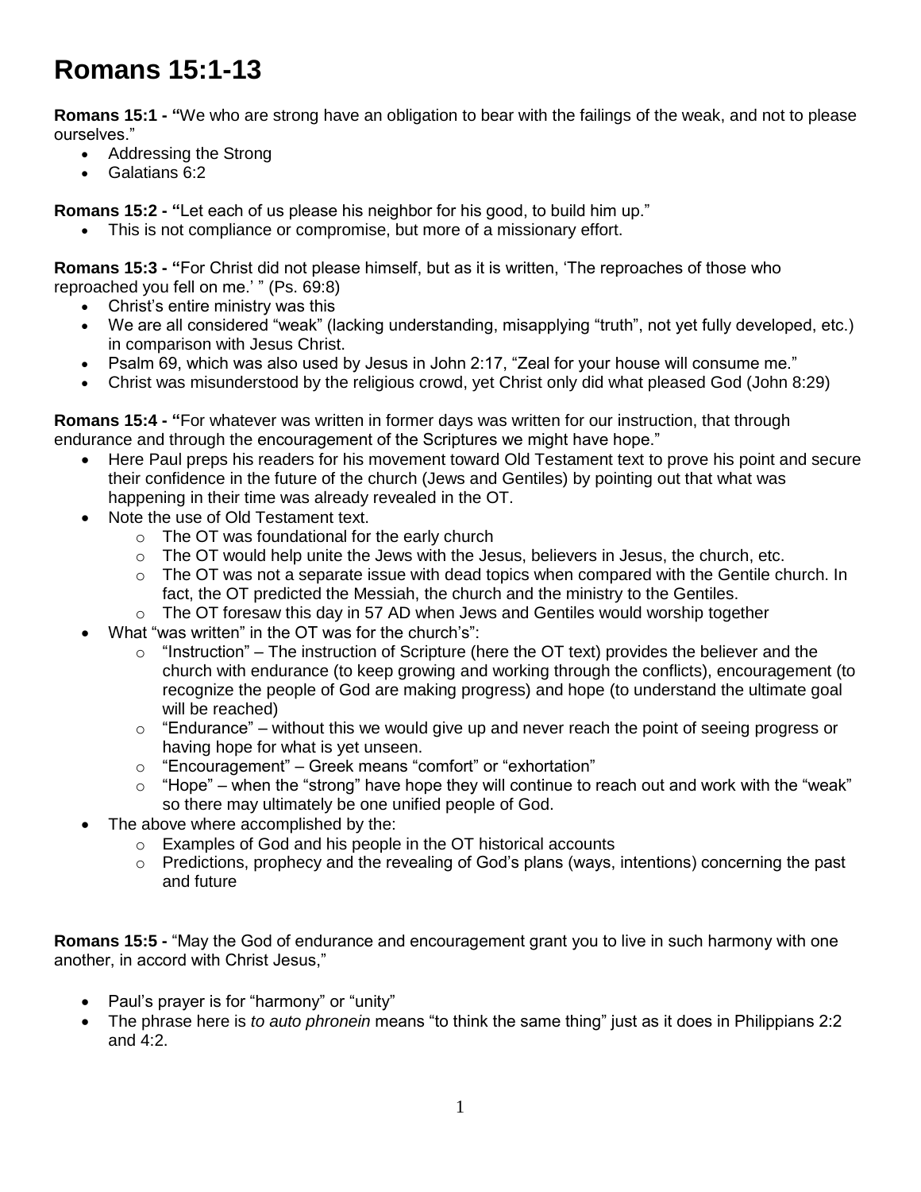# Romans 15:1-13

**Romans 15:1 - "**We who are strong have an obligation to bear with the failings of the weak, and not to please ourselves."

- Addressing the Strong
- Galatians 6:2

**Romans 15:2 - "**Let each of us please his neighbor for his good, to build him up."

- This is not compliance or compromise, but more of a missionary effort.

**Romans 15:3 - "**For Christ did not please himself, but as it is written, 'The reproaches of those who reproached you fell on me.' " (Ps. 69:8)

- Christ's entire ministry was this
- We are all considered "weak" (lacking understanding, misapplying "truth", not yet fully developed, etc.) in comparison with Jesus Christ.
- Psalm 69, which was also used by Jesus in John 2:17, "Zeal for your house will consume me."
- Christ was misunderstood by the religious crowd, yet Christ only did what pleased God (John 8:29)

**Romans 15:4 - "**For whatever was written in former days was written for our instruction, that through endurance and through the encouragement of the Scriptures we might have hope."

- Here Paul preps his readers for his movement toward Old Testament text to prove his point and secure their confidence in the future of the church (Jews and Gentiles) by pointing out that what was happening in their time was already revealed in the OT.
- Note the use of Old Testament text.
  - The OT was foundational for the early church
  - The OT would help unite the Jews with the Jesus, believers in Jesus, the church, etc.
  - The OT was not a separate issue with dead topics when compared with the Gentile church. In fact, the OT predicted the Messiah, the church and the ministry to the Gentiles.
  - The OT foresaw this day in 57 AD when Jews and Gentiles would worship together
- What "was written" in the OT was for the church's":
  - "Instruction" – The instruction of Scripture (here the OT text) provides the believer and the church with endurance (to keep growing and working through the conflicts), encouragement (to recognize the people of God are making progress) and hope (to understand the ultimate goal will be reached)
  - "Endurance" – without this we would give up and never reach the point of seeing progress or having hope for what is yet unseen.
  - "Encouragement" – Greek means "comfort" or "exhortation"
  - "Hope" – when the "strong" have hope they will continue to reach out and work with the "weak" so there may ultimately be one unified people of God.
- The above where accomplished by the:
  - Examples of God and his people in the OT historical accounts
  - Predictions, prophecy and the revealing of God's plans (ways, intentions) concerning the past and future

**Romans 15:5 -** "May the God of endurance and encouragement grant you to live in such harmony with one another, in accord with Christ Jesus,"

- Paul's prayer is for "harmony" or "unity"
- The phrase here is *to auto phronein* means "to think the same thing" just as it does in Philippians 2:2 and 4:2.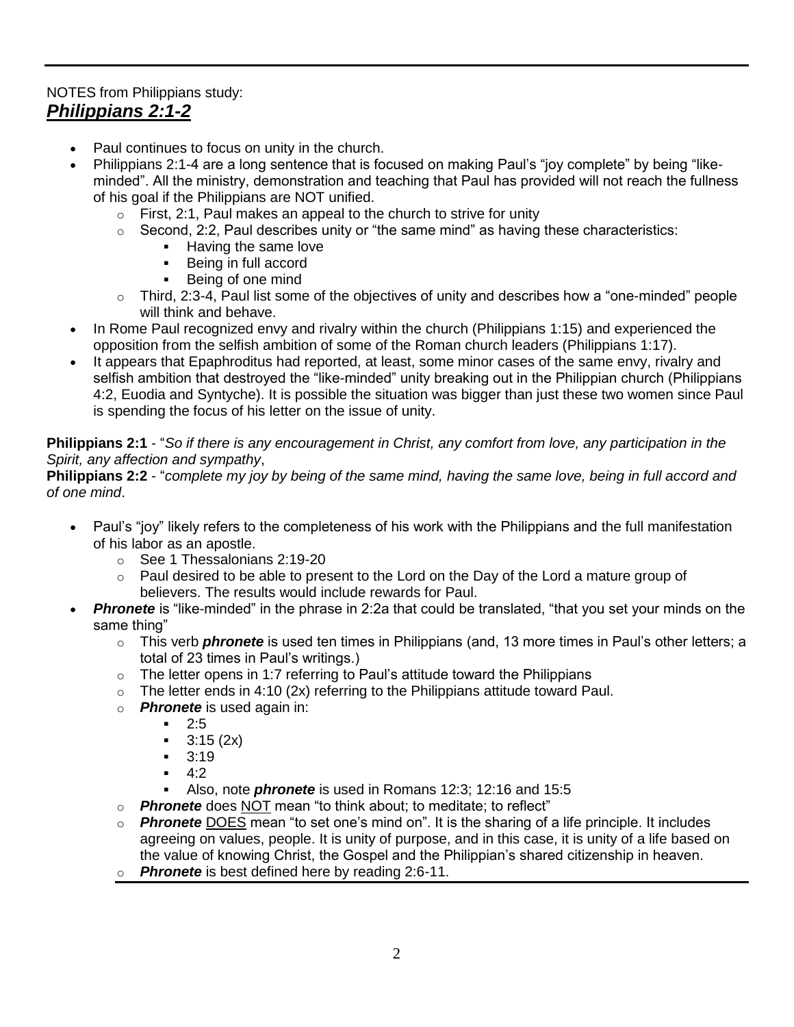NOTES from Philippians study:

## ***Philippians 2:1-2***

- Paul continues to focus on unity in the church.
- Philippians 2:1-4 are a long sentence that is focused on making Paul's "joy complete" by being "like-minded". All the ministry, demonstration and teaching that Paul has provided will not reach the fullness of his goal if the Philippians are NOT unified.
  - First, 2:1, Paul makes an appeal to the church to strive for unity
  - Second, 2:2, Paul describes unity or "the same mind" as having these characteristics:
    - Having the same love
    - Being in full accord
    - Being of one mind
  - Third, 2:3-4, Paul list some of the objectives of unity and describes how a "one-minded" people will think and behave.
- In Rome Paul recognized envy and rivalry within the church (Philippians 1:15) and experienced the opposition from the selfish ambition of some of the Roman church leaders (Philippians 1:17).
- It appears that Epaphroditus had reported, at least, some minor cases of the same envy, rivalry and selfish ambition that destroyed the "like-minded" unity breaking out in the Philippian church (Philippians 4:2, Euodia and Syntyche). It is possible the situation was bigger than just these two women since Paul is spending the focus of his letter on the issue of unity.

**Philippians 2:1** - "*So if there is any encouragement in Christ, any comfort from love, any participation in the Spirit, any affection and sympathy*,

**Philippians 2:2** - "*complete my joy by being of the same mind, having the same love, being in full accord and of one mind*.

- Paul's "joy" likely refers to the completeness of his work with the Philippians and the full manifestation of his labor as an apostle.
  - See 1 Thessalonians 2:19-20
  - Paul desired to be able to present to the Lord on the Day of the Lord a mature group of believers. The results would include rewards for Paul.
- ***Phronete*** is "like-minded" in the phrase in 2:2a that could be translated, "that you set your minds on the same thing"
  - This verb ***phronete*** is used ten times in Philippians (and, 13 more times in Paul's other letters; a total of 23 times in Paul's writings.)
  - The letter opens in 1:7 referring to Paul's attitude toward the Philippians
  - The letter ends in 4:10 (2x) referring to the Philippians attitude toward Paul.
  - ***Phronete*** is used again in:
    - 2:5
    - 3:15 (2x)
    - 3:19
    - 4:2
    - Also, note ***phronete*** is used in Romans 12:3; 12:16 and 15:5
  - ***Phronete*** does <u>NOT</u> mean "to think about; to meditate; to reflect"
  - ***Phronete*** <u>DOES</u> mean "to set one's mind on". It is the sharing of a life principle. It includes agreeing on values, people. It is unity of purpose, and in this case, it is unity of a life based on the value of knowing Christ, the Gospel and the Philippian's shared citizenship in heaven.
  - ***Phronete*** is best defined here by reading 2:6-11.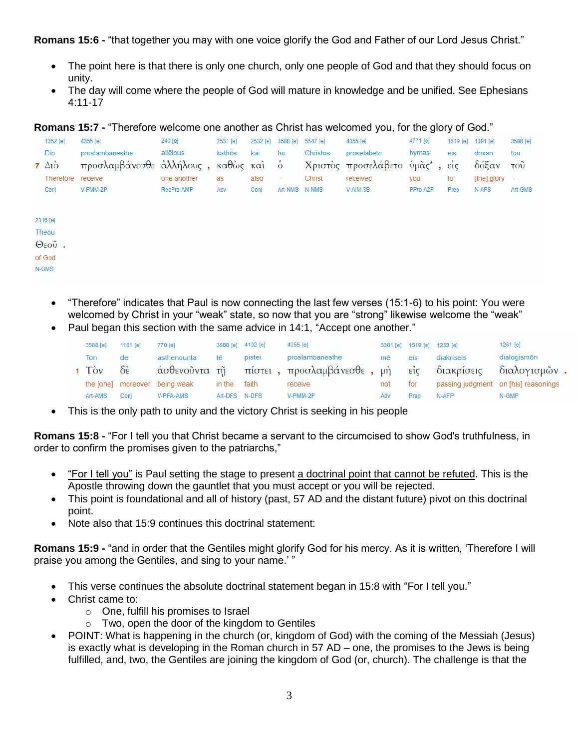**Romans 15:6 -** “that together you may with one voice glorify the God and Father of our Lord Jesus Christ.”

- The point here is that there is only one church, only one people of God and that they should focus on unity.
- The day will come where the people of God will mature in knowledge and be unified. See Ephesians 4:11-17

**Romans 15:7 -** “Therefore welcome one another as Christ has welcomed you, for the glory of God.”

| 1352 [e] | 4355 [e] | 240 [e] | 2531 [e] | 2532 [e] | 3588 [e] | 5547 [e] | 4355 [e] | 4771 [e] | 1519 [e] | 1391 [e] | 3588 [e] | 2316 [e] |
|---|---|---|---|---|---|---|---|---|---|---|---|---|
| Dio | proslambanesthe | allēlous | kathōs | kai | ho | Christos | proselabeto | hymas | eis | doxan | tou | Theou |
| 7 Διὸ | προσλαμβάνεσθε | ἀλλήλους , | καθὼς | καὶ | ὁ | Χριστὸς | προσελάβετο | ὑμᾶς* , | εἰς | δόξαν | τοῦ | Θεοῦ . |
| Therefore | receive | one another | as | also | - | Christ | received | you | to | [the] glory | - | of God |
| Conj | V-PMM-2P | RecPro-AMP | Adv | Conj | Art-NMS | N-NMS | V-AIM-3S | PPro-A2P | Prep | N-AFS | Art-GMS | N-GMS |

- “Therefore” indicates that Paul is now connecting the last few verses (15:1-6) to his point: You were welcomed by Christ in your “weak” state, so now that you are “strong” likewise welcome the “weak”
- Paul began this section with the same advice in 14:1, “Accept one another.”

| 3588 [e] | 1161 [e] | 770 [e] | 3588 [e] | 4102 [e] | 4355 [e] | 3361 [e] | 1519 [e] | 1253 [e] | 1261 [e] |
|---|---|---|---|---|---|---|---|---|---|
| Ton | de | asthenounta | tē | pistei | proslambanesthe | mē | eis | diakriseis | dialogismōn |
| 1 Τὸν | δὲ | ἀσθενοῦντα | τῇ | πίστει , | προσλαμβάνεσθε , | μὴ | εἰς | διακρίσεις | διαλογισμῶν . |
| the [one] | moreover | being weak | in the | faith | receive | not | for | passing judgment | on [his] reasonings |
| Art-AMS | Conj | V-PPA-AMS | Art-DFS | N-DFS | V-PMM-2P | Adv | Prep | N-AFP | N-GMP |

- This is the only path to unity and the victory Christ is seeking in his people

**Romans 15:8 -** “For I tell you that Christ became a servant to the circumcised to show God's truthfulness, in order to confirm the promises given to the patriarchs,”

- <u>“For I tell you”</u> is Paul setting the stage to present <u>a doctrinal point that cannot be refuted</u>. This is the Apostle throwing down the gauntlet that you must accept or you will be rejected.
- This point is foundational and all of history (past, 57 AD and the distant future) pivot on this doctrinal point.
- Note also that 15:9 continues this doctrinal statement:

**Romans 15:9 -** “and in order that the Gentiles might glorify God for his mercy. As it is written, ‘Therefore I will praise you among the Gentiles, and sing to your name.’ ”

- This verse continues the absolute doctrinal statement began in 15:8 with “For I tell you.”
- Christ came to:
  - One, fulfill his promises to Israel
  - Two, open the door of the kingdom to Gentiles
- POINT: What is happening in the church (or, kingdom of God) with the coming of the Messiah (Jesus) is exactly what is developing in the Roman church in 57 AD – one, the promises to the Jews is being fulfilled, and, two, the Gentiles are joining the kingdom of God (or, church). The challenge is that the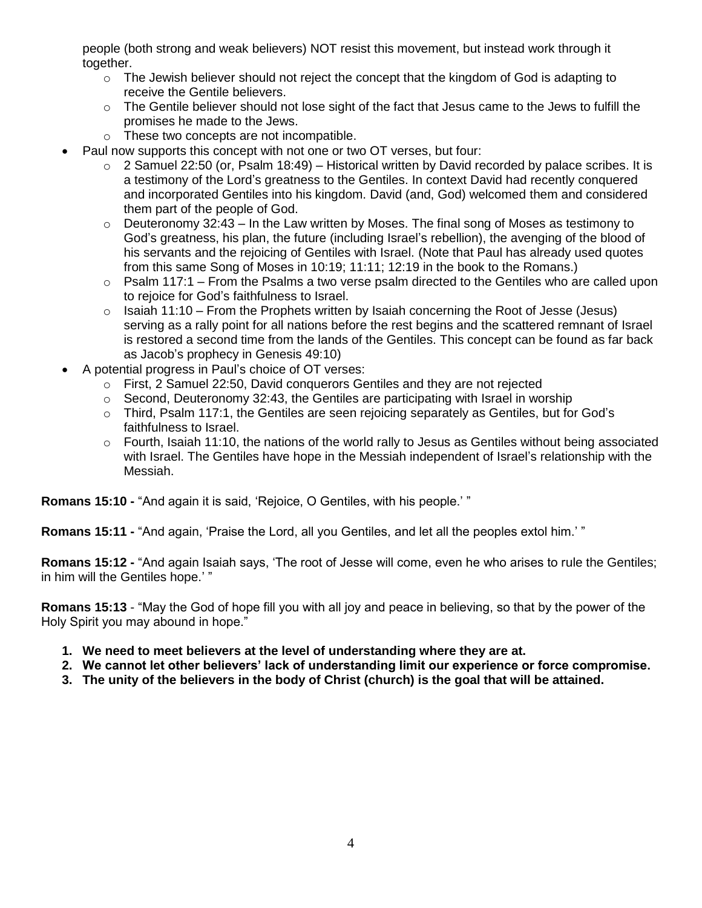people (both strong and weak believers) NOT resist this movement, but instead work through it together.

- The Jewish believer should not reject the concept that the kingdom of God is adapting to receive the Gentile believers.
- The Gentile believer should not lose sight of the fact that Jesus came to the Jews to fulfill the promises he made to the Jews.
- These two concepts are not incompatible.

- Paul now supports this concept with not one or two OT verses, but four:
  - 2 Samuel 22:50 (or, Psalm 18:49) – Historical written by David recorded by palace scribes. It is a testimony of the Lord's greatness to the Gentiles. In context David had recently conquered and incorporated Gentiles into his kingdom. David (and, God) welcomed them and considered them part of the people of God.
  - Deuteronomy 32:43 – In the Law written by Moses. The final song of Moses as testimony to God's greatness, his plan, the future (including Israel's rebellion), the avenging of the blood of his servants and the rejoicing of Gentiles with Israel. (Note that Paul has already used quotes from this same Song of Moses in 10:19; 11:11; 12:19 in the book to the Romans.)
  - Psalm 117:1 – From the Psalms a two verse psalm directed to the Gentiles who are called upon to rejoice for God's faithfulness to Israel.
  - Isaiah 11:10 – From the Prophets written by Isaiah concerning the Root of Jesse (Jesus) serving as a rally point for all nations before the rest begins and the scattered remnant of Israel is restored a second time from the lands of the Gentiles. This concept can be found as far back as Jacob's prophecy in Genesis 49:10)
- A potential progress in Paul's choice of OT verses:
  - First, 2 Samuel 22:50, David conquerors Gentiles and they are not rejected
  - Second, Deuteronomy 32:43, the Gentiles are participating with Israel in worship
  - Third, Psalm 117:1, the Gentiles are seen rejoicing separately as Gentiles, but for God's faithfulness to Israel.
  - Fourth, Isaiah 11:10, the nations of the world rally to Jesus as Gentiles without being associated with Israel. The Gentiles have hope in the Messiah independent of Israel's relationship with the Messiah.

**Romans 15:10 -** "And again it is said, 'Rejoice, O Gentiles, with his people.' "

**Romans 15:11 -** "And again, 'Praise the Lord, all you Gentiles, and let all the peoples extol him.' "

**Romans 15:12 -** "And again Isaiah says, 'The root of Jesse will come, even he who arises to rule the Gentiles; in him will the Gentiles hope.' "

**Romans 15:13** - "May the God of hope fill you with all joy and peace in believing, so that by the power of the Holy Spirit you may abound in hope."

1. **We need to meet believers at the level of understanding where they are at.**
2. **We cannot let other believers' lack of understanding limit our experience or force compromise.**
3. **The unity of the believers in the body of Christ (church) is the goal that will be attained.**